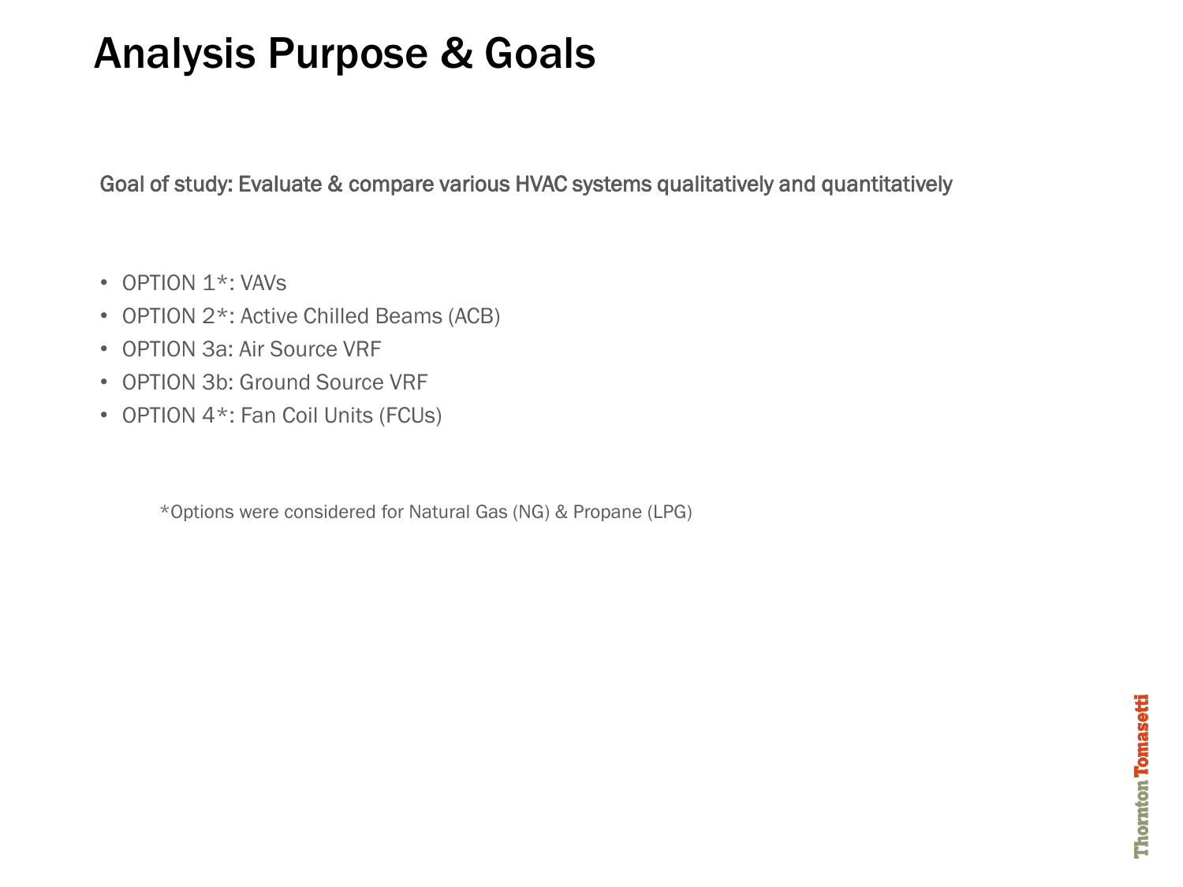# Analysis Purpose & Goals

Goal of study: Evaluate & compare various HVAC systems qualitatively and quantitatively

- OPTION 1*: VAVs
- OPTION 2*: Active Chilled Beams (ACB)
- OPTION 3a: Air Source VRF
- OPTION 3b: Ground Source VRF
- OPTION 4*: Fan Coil Units (FCUs)

*Options were considered for Natural Gas (NG) & Propane (LPG)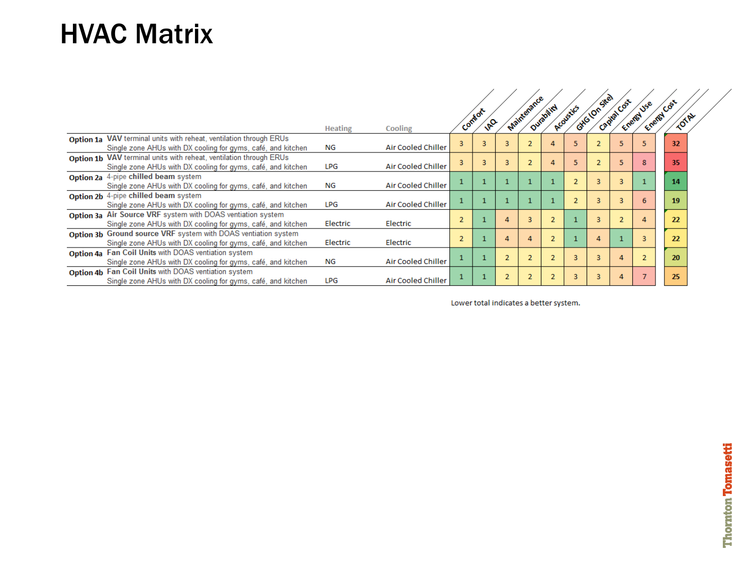# HVAC Matrix

| Option | System | Heating | Cooling | Comfort | IAQ | Maintenance | Durability | Acoustics | GHG (On Site) | Capital Cost | Energy Use | Energy Cost | TOTAL |
|---|---|---|---|---|---|---|---|---|---|---|---|---|---|
| **Option 1a** | **VAV** terminal units with reheat, ventilation through ERUs<br>Single zone AHUs with DX cooling for gyms, café, and kitchen | NG | Air Cooled Chiller | 3 | 3 | 3 | 2 | 4 | 5 | 2 | 5 | 5 | 32 |
| **Option 1b** | **VAV** terminal units with reheat, ventilation through ERUs<br>Single zone AHUs with DX cooling for gyms, café, and kitchen | LPG | Air Cooled Chiller | 3 | 3 | 3 | 2 | 4 | 5 | 2 | 5 | 8 | 35 |
| **Option 2a** | 4-pipe **chilled beam** system<br>Single zone AHUs with DX cooling for gyms, café, and kitchen | NG | Air Cooled Chiller | 1 | 1 | 1 | 1 | 1 | 2 | 3 | 3 | 1 | 14 |
| **Option 2b** | 4-pipe **chilled beam** system<br>Single zone AHUs with DX cooling for gyms, café, and kitchen | LPG | Air Cooled Chiller | 1 | 1 | 1 | 1 | 1 | 2 | 3 | 3 | 6 | 19 |
| **Option 3a** | **Air Source VRF** system with DOAS ventiation system<br>Single zone AHUs with DX cooling for gyms, café, and kitchen | Electric | Electric | 2 | 1 | 4 | 3 | 2 | 1 | 3 | 2 | 4 | 22 |
| **Option 3b** | **Ground source VRF** system with DOAS ventiation system<br>Single zone AHUs with DX cooling for gyms, café, and kitchen | Electric | Electric | 2 | 1 | 4 | 4 | 2 | 1 | 4 | 1 | 3 | 22 |
| **Option 4a** | **Fan Coil Units** with DOAS ventiation system<br>Single zone AHUs with DX cooling for gyms, café, and kitchen | NG | Air Cooled Chiller | 1 | 1 | 2 | 2 | 2 | 3 | 3 | 4 | 2 | 20 |
| **Option 4b** | **Fan Coil Units** with DOAS ventiation system<br>Single zone AHUs with DX cooling for gyms, café, and kitchen | LPG | Air Cooled Chiller | 1 | 1 | 2 | 2 | 2 | 3 | 3 | 4 | 7 | 25 |

Lower total indicates a better system.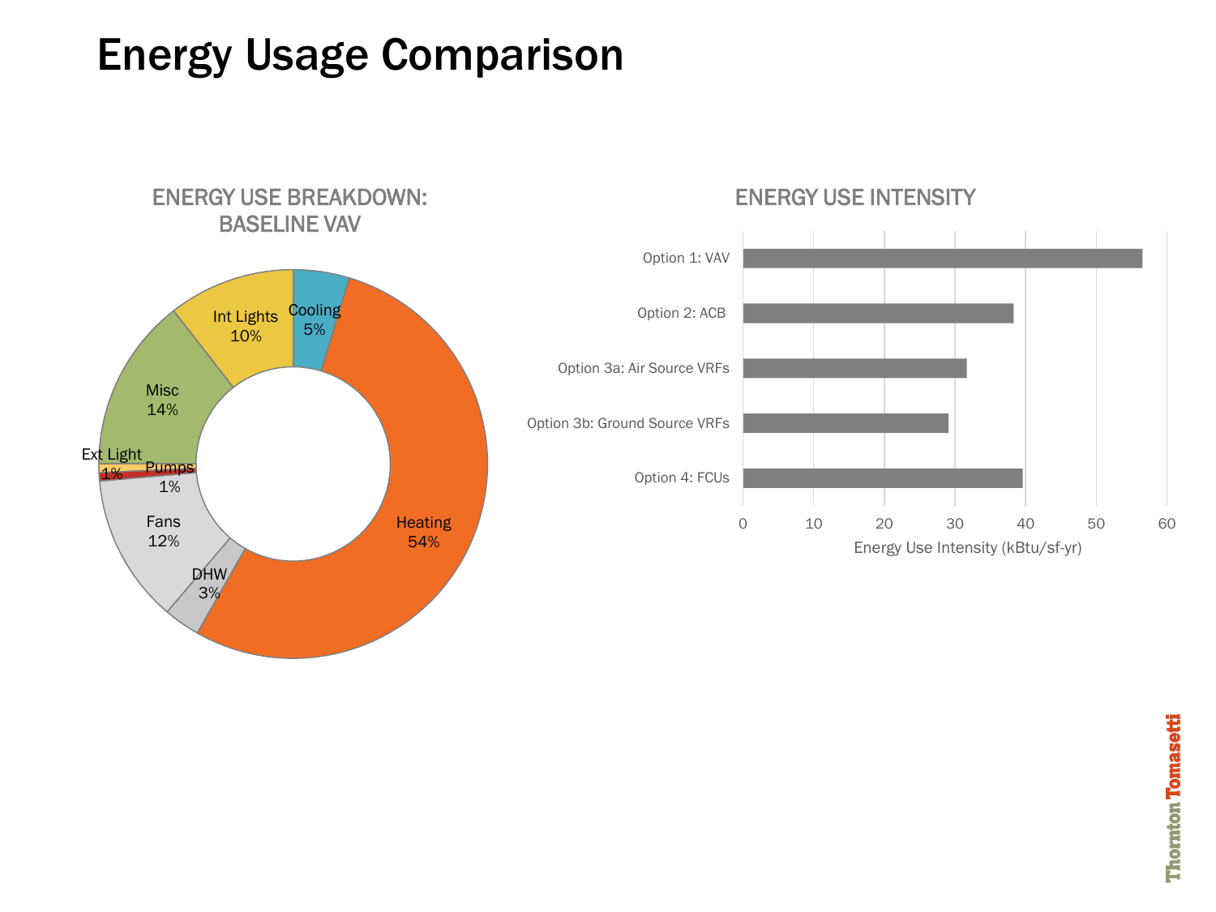# Energy Usage Comparison

## ENERGY USE BREAKDOWN: BASELINE VAV

| Category | Share |
|---|---|
| Heating | 54% |
| Cooling | 5% |
| Int Lights | 10% |
| Misc | 14% |
| Ext Light | 1% |
| Pumps | 1% |
| Fans | 12% |
| DHW | 3% |

## ENERGY USE INTENSITY

Energy Use Intensity (kBtu/sf-yr)

- Option 1: VAV
- Option 2: ACB
- Option 3a: Air Source VRFs
- Option 3b: Ground Source VRFs
- Option 4: FCUs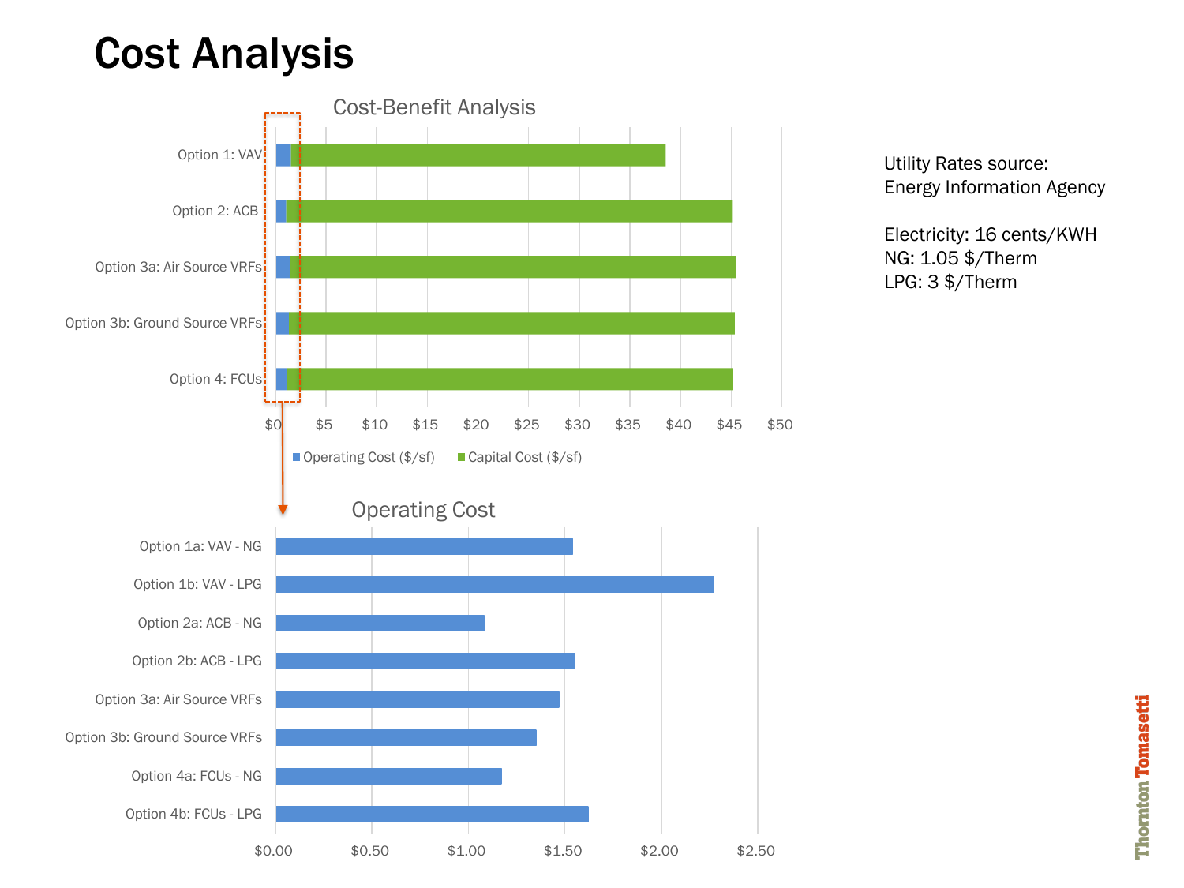# Cost Analysis

## Cost-Benefit Analysis

| Option | Operating Cost ($/sf) | Capital Cost ($/sf) |
|---|---|---|
| Option 1: VAV | | |
| Option 2: ACB | | |
| Option 3a: Air Source VRFs | | |
| Option 3b: Ground Source VRFs | | |
| Option 4: FCUs | | |

$0 $5 $10 $15 $20 $25 $30 $35 $40 $45 $50

■ Operating Cost ($/sf) ■ Capital Cost ($/sf)

## Operating Cost

- Option 1a: VAV - NG
- Option 1b: VAV - LPG
- Option 2a: ACB - NG
- Option 2b: ACB - LPG
- Option 3a: Air Source VRFs
- Option 3b: Ground Source VRFs
- Option 4a: FCUs - NG
- Option 4b: FCUs - LPG

$0.00 $0.50 $1.00 $1.50 $2.00 $2.50

Utility Rates source:
Energy Information Agency

Electricity: 16 cents/KWH
NG: 1.05 $/Therm
LPG: 3 $/Therm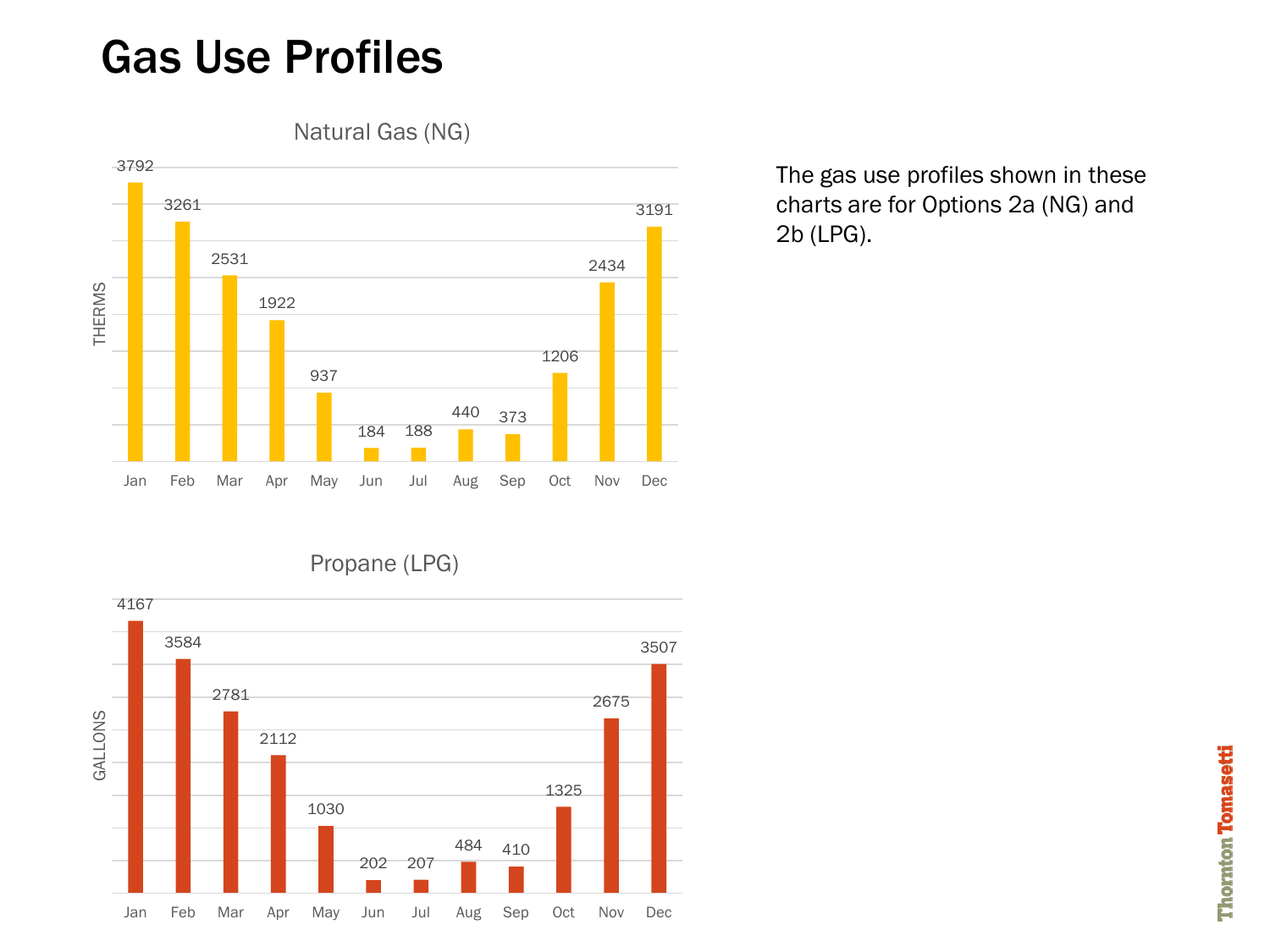# Gas Use Profiles

**Natural Gas (NG)**

| Month | Therms |
|---|---|
| Jan | 3792 |
| Feb | 3261 |
| Mar | 2531 |
| Apr | 1922 |
| May | 937 |
| Jun | 184 |
| Jul | 188 |
| Aug | 440 |
| Sep | 373 |
| Oct | 1206 |
| Nov | 2434 |
| Dec | 3191 |

**Propane (LPG)**

| Month | Gallons |
|---|---|
| Jan | 4167 |
| Feb | 3584 |
| Mar | 2781 |
| Apr | 2112 |
| May | 1030 |
| Jun | 202 |
| Jul | 207 |
| Aug | 484 |
| Sep | 410 |
| Oct | 1325 |
| Nov | 2675 |
| Dec | 3507 |

The gas use profiles shown in these charts are for Options 2a (NG) and 2b (LPG).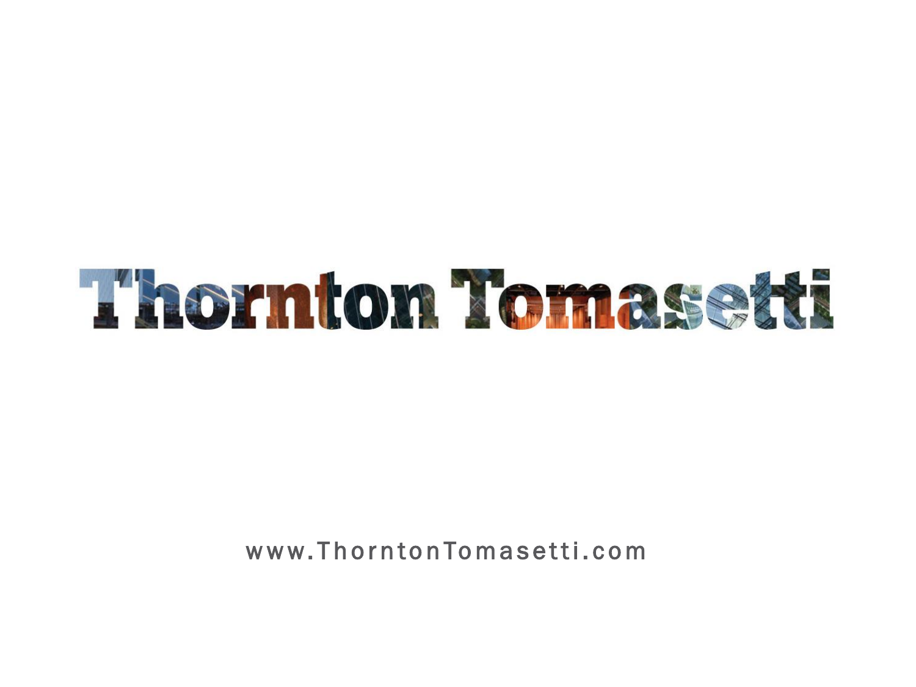# Thornton Tomasetti

www.ThorntonTomasetti.com